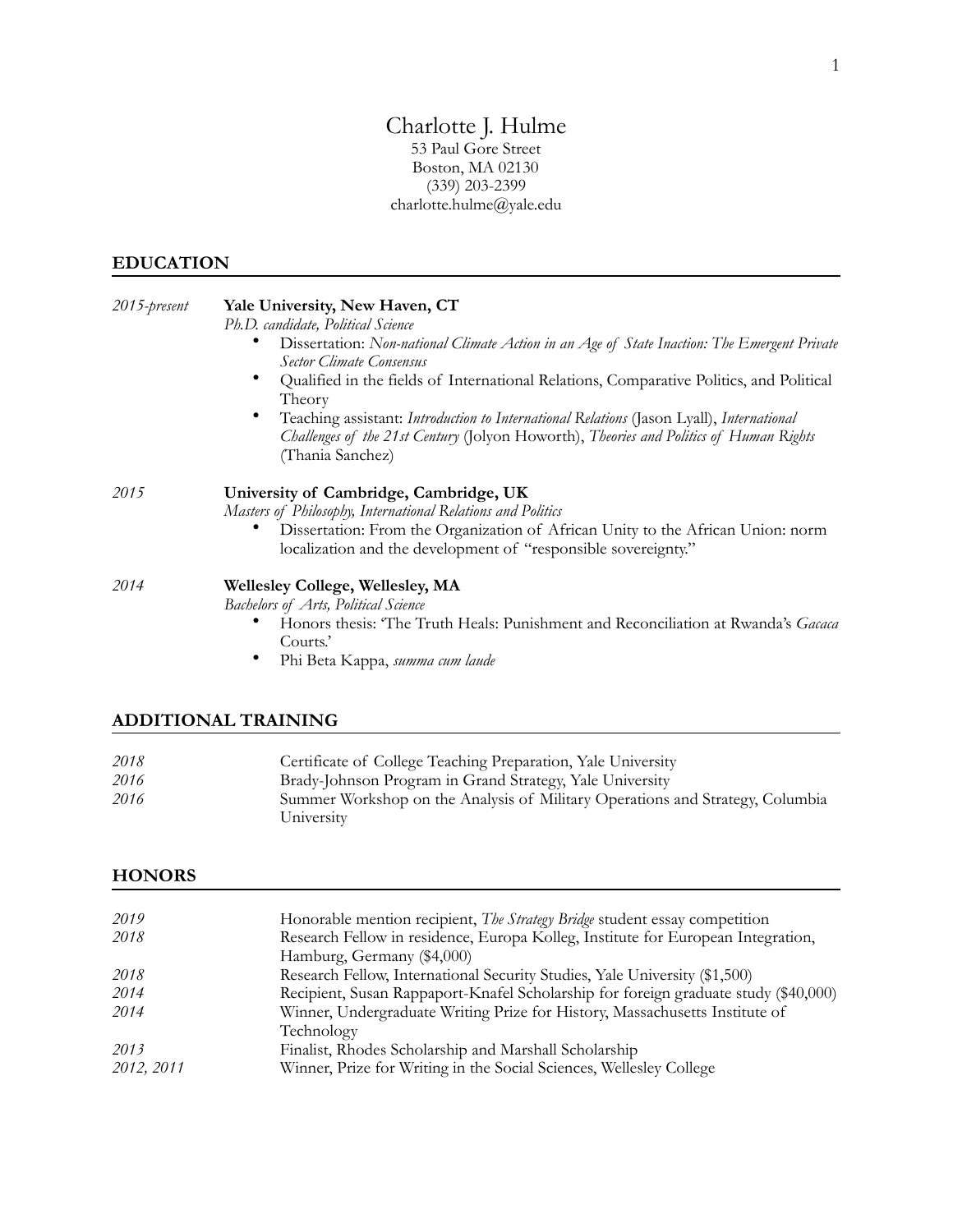# Charlotte J. Hulme

53 Paul Gore Street
Boston, MA 02130
(339) 203-2399
charlotte.hulme@yale.edu

## EDUCATION

*2015-present* **Yale University, New Haven, CT**
*Ph.D. candidate, Political Science*

- Dissertation: *Non-national Climate Action in an Age of State Inaction: The Emergent Private Sector Climate Consensus*
- Qualified in the fields of International Relations, Comparative Politics, and Political Theory
- Teaching assistant: *Introduction to International Relations* (Jason Lyall), *International Challenges of the 21st Century* (Jolyon Howorth), *Theories and Politics of Human Rights* (Thania Sanchez)

*2015* **University of Cambridge, Cambridge, UK**
*Masters of Philosophy, International Relations and Politics*

- Dissertation: From the Organization of African Unity to the African Union: norm localization and the development of "responsible sovereignty."

*2014* **Wellesley College, Wellesley, MA**
*Bachelors of Arts, Political Science*

- Honors thesis: 'The Truth Heals: Punishment and Reconciliation at Rwanda's *Gacaca* Courts.'
- Phi Beta Kappa, *summa cum laude*

## ADDITIONAL TRAINING

| | |
|---|---|
| *2018* | Certificate of College Teaching Preparation, Yale University |
| *2016* | Brady-Johnson Program in Grand Strategy, Yale University |
| *2016* | Summer Workshop on the Analysis of Military Operations and Strategy, Columbia University |

## HONORS

| | |
|---|---|
| *2019* | Honorable mention recipient, *The Strategy Bridge* student essay competition |
| *2018* | Research Fellow in residence, Europa Kolleg, Institute for European Integration, Hamburg, Germany ($4,000) |
| *2018* | Research Fellow, International Security Studies, Yale University ($1,500) |
| *2014* | Recipient, Susan Rappaport-Knafel Scholarship for foreign graduate study ($40,000) |
| *2014* | Winner, Undergraduate Writing Prize for History, Massachusetts Institute of Technology |
| *2013* | Finalist, Rhodes Scholarship and Marshall Scholarship |
| *2012, 2011* | Winner, Prize for Writing in the Social Sciences, Wellesley College |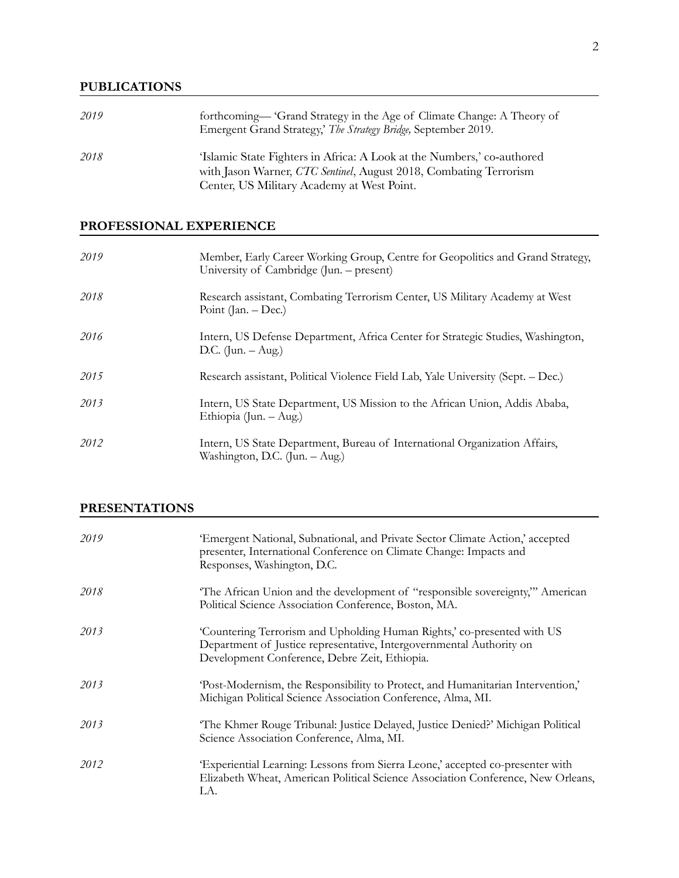## PUBLICATIONS

*2019* forthcoming— 'Grand Strategy in the Age of Climate Change: A Theory of Emergent Grand Strategy,' *The Strategy Bridge,* September 2019.

*2018* 'Islamic State Fighters in Africa: A Look at the Numbers,' co-authored with Jason Warner, *CTC Sentinel*, August 2018, Combating Terrorism Center, US Military Academy at West Point.

## PROFESSIONAL EXPERIENCE

*2019* Member, Early Career Working Group, Centre for Geopolitics and Grand Strategy, University of Cambridge (Jun. – present)

*2018* Research assistant, Combating Terrorism Center, US Military Academy at West Point (Jan. – Dec.)

*2016* Intern, US Defense Department, Africa Center for Strategic Studies, Washington, D.C. (Jun. – Aug.)

*2015* Research assistant, Political Violence Field Lab, Yale University (Sept. – Dec.)

*2013* Intern, US State Department, US Mission to the African Union, Addis Ababa, Ethiopia (Jun. – Aug.)

*2012* Intern, US State Department, Bureau of International Organization Affairs, Washington, D.C. (Jun. – Aug.)

## PRESENTATIONS

*2019* 'Emergent National, Subnational, and Private Sector Climate Action,' accepted presenter, International Conference on Climate Change: Impacts and Responses, Washington, D.C.

*2018* 'The African Union and the development of "responsible sovereignty,"' American Political Science Association Conference, Boston, MA.

*2013* 'Countering Terrorism and Upholding Human Rights,' co-presented with US Department of Justice representative, Intergovernmental Authority on Development Conference, Debre Zeit, Ethiopia.

*2013* 'Post-Modernism, the Responsibility to Protect, and Humanitarian Intervention,' Michigan Political Science Association Conference, Alma, MI.

*2013* 'The Khmer Rouge Tribunal: Justice Delayed, Justice Denied?' Michigan Political Science Association Conference, Alma, MI.

*2012* 'Experiential Learning: Lessons from Sierra Leone,' accepted co-presenter with Elizabeth Wheat, American Political Science Association Conference, New Orleans, LA.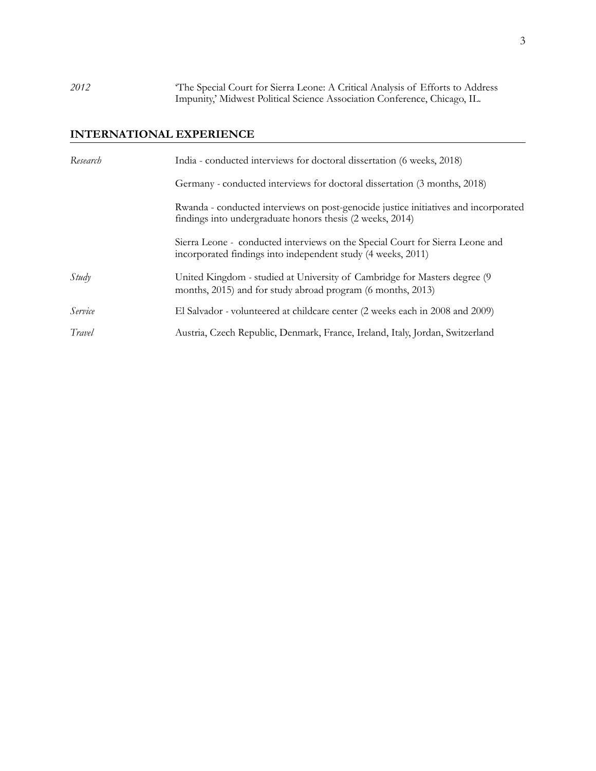*2012* 'The Special Court for Sierra Leone: A Critical Analysis of Efforts to Address Impunity,' Midwest Political Science Association Conference, Chicago, IL.

## INTERNATIONAL EXPERIENCE

*Research* India - conducted interviews for doctoral dissertation (6 weeks, 2018)

Germany - conducted interviews for doctoral dissertation (3 months, 2018)

Rwanda - conducted interviews on post-genocide justice initiatives and incorporated findings into undergraduate honors thesis (2 weeks, 2014)

Sierra Leone - conducted interviews on the Special Court for Sierra Leone and incorporated findings into independent study (4 weeks, 2011)

*Study* United Kingdom - studied at University of Cambridge for Masters degree (9 months, 2015) and for study abroad program (6 months, 2013)

*Service* El Salvador - volunteered at childcare center (2 weeks each in 2008 and 2009)

*Travel* Austria, Czech Republic, Denmark, France, Ireland, Italy, Jordan, Switzerland